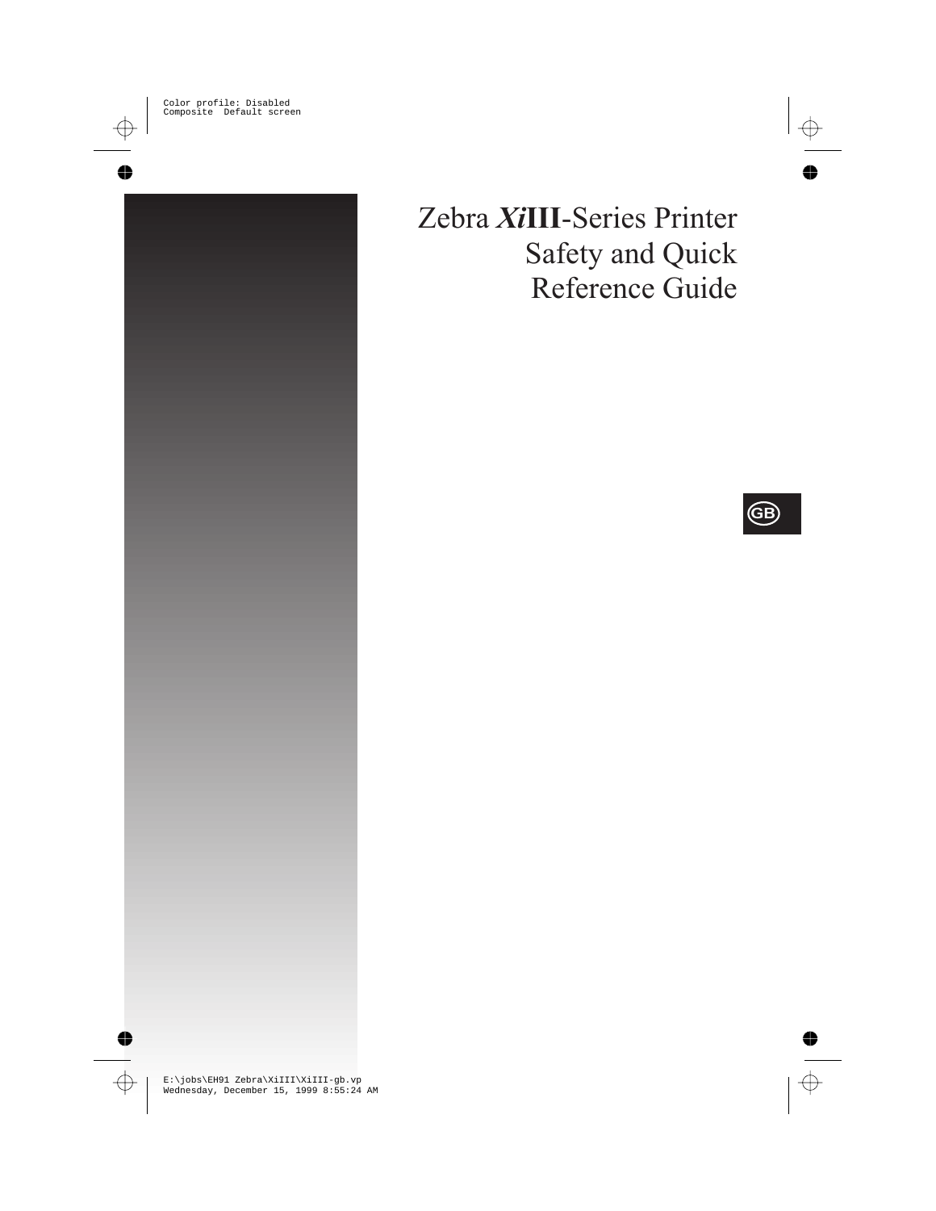# Zebra *Xi*III-Series Printer Safety and Quick Reference Guide

GB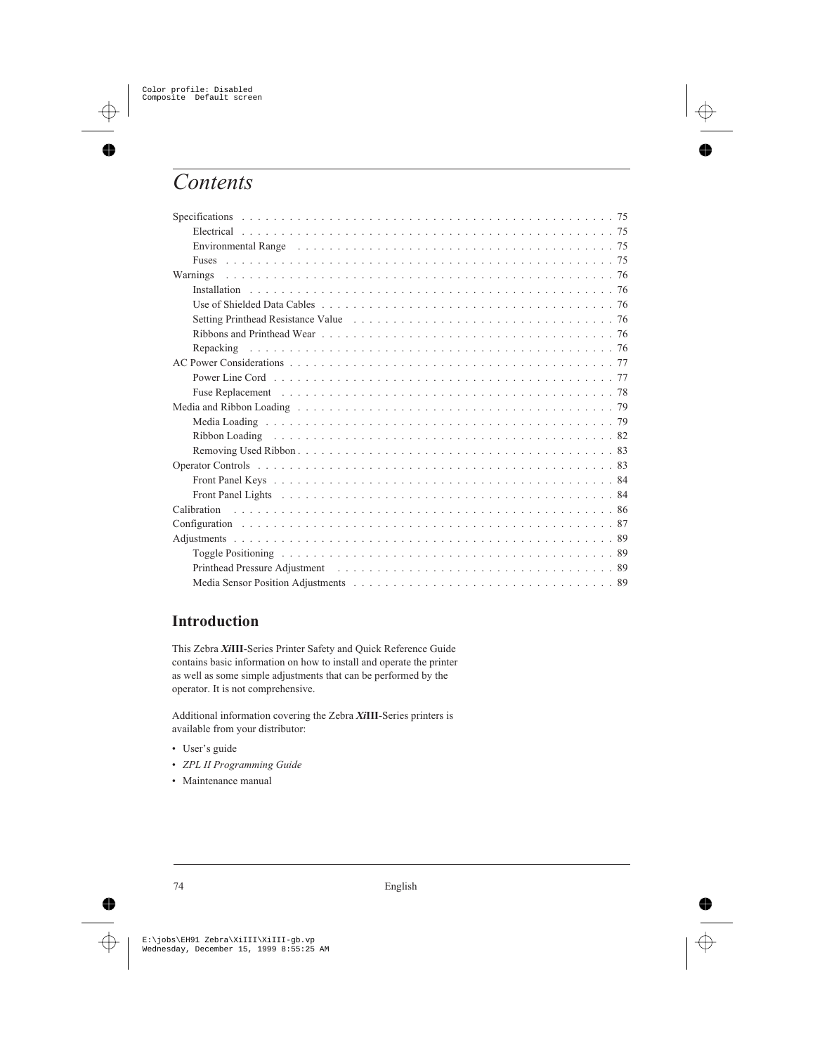# Contents

- Specifications . . . . . . . . . . . . . . . . . . . . . . . . . . . . . . . . . . . . . . . . . . . . . . . 75
  - Electrical . . . . . . . . . . . . . . . . . . . . . . . . . . . . . . . . . . . . . . . . . . . . . . . 75
  - Environmental Range . . . . . . . . . . . . . . . . . . . . . . . . . . . . . . . . . . . . . . . . . 75
  - Fuses . . . . . . . . . . . . . . . . . . . . . . . . . . . . . . . . . . . . . . . . . . . . . . . 75
- Warnings . . . . . . . . . . . . . . . . . . . . . . . . . . . . . . . . . . . . . . . . . . . . . . . 76
  - Installation . . . . . . . . . . . . . . . . . . . . . . . . . . . . . . . . . . . . . . . . . . . . . . . 76
  - Use of Shielded Data Cables . . . . . . . . . . . . . . . . . . . . . . . . . . . . . . . . . . . . . . 76
  - Setting Printhead Resistance Value . . . . . . . . . . . . . . . . . . . . . . . . . . . . . . . . . 76
  - Ribbons and Printhead Wear . . . . . . . . . . . . . . . . . . . . . . . . . . . . . . . . . . . . . . 76
  - Repacking . . . . . . . . . . . . . . . . . . . . . . . . . . . . . . . . . . . . . . . . . . . . . . . 76
- AC Power Considerations . . . . . . . . . . . . . . . . . . . . . . . . . . . . . . . . . . . . . . . . 77
  - Power Line Cord . . . . . . . . . . . . . . . . . . . . . . . . . . . . . . . . . . . . . . . . . . . . 77
  - Fuse Replacement . . . . . . . . . . . . . . . . . . . . . . . . . . . . . . . . . . . . . . . . . . . 78
- Media and Ribbon Loading . . . . . . . . . . . . . . . . . . . . . . . . . . . . . . . . . . . . . . . 79
  - Media Loading . . . . . . . . . . . . . . . . . . . . . . . . . . . . . . . . . . . . . . . . . . . . . 79
  - Ribbon Loading . . . . . . . . . . . . . . . . . . . . . . . . . . . . . . . . . . . . . . . . . . . . 82
  - Removing Used Ribbon . . . . . . . . . . . . . . . . . . . . . . . . . . . . . . . . . . . . . . . . 83
- Operator Controls . . . . . . . . . . . . . . . . . . . . . . . . . . . . . . . . . . . . . . . . . . . . 83
  - Front Panel Keys . . . . . . . . . . . . . . . . . . . . . . . . . . . . . . . . . . . . . . . . . . . 84
  - Front Panel Lights . . . . . . . . . . . . . . . . . . . . . . . . . . . . . . . . . . . . . . . . . . . 84
- Calibration . . . . . . . . . . . . . . . . . . . . . . . . . . . . . . . . . . . . . . . . . . . . . . . 86
- Configuration . . . . . . . . . . . . . . . . . . . . . . . . . . . . . . . . . . . . . . . . . . . . . . 87
- Adjustments . . . . . . . . . . . . . . . . . . . . . . . . . . . . . . . . . . . . . . . . . . . . . . . 89
  - Toggle Positioning . . . . . . . . . . . . . . . . . . . . . . . . . . . . . . . . . . . . . . . . . . . 89
  - Printhead Pressure Adjustment . . . . . . . . . . . . . . . . . . . . . . . . . . . . . . . . . . . . 89
  - Media Sensor Position Adjustments . . . . . . . . . . . . . . . . . . . . . . . . . . . . . . . . . 89

## Introduction

This Zebra ***Xi*III**-Series Printer Safety and Quick Reference Guide contains basic information on how to install and operate the printer as well as some simple adjustments that can be performed by the operator. It is not comprehensive.

Additional information covering the Zebra ***Xi*III**-Series printers is available from your distributor:

- User's guide
- *ZPL II Programming Guide*
- Maintenance manual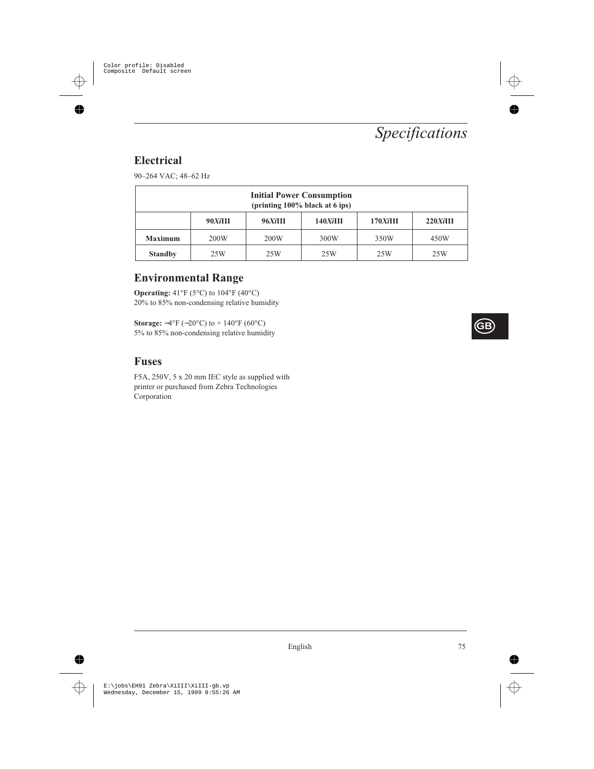# Specifications

## Electrical

90–264 VAC; 48–62 Hz

| Initial Power Consumption (printing 100% black at 6 ips) | | | | | |
|---|---|---|---|---|---|
| | **90*Xi*III** | **96*Xi*III** | **140*Xi*III** | **170*Xi*III** | **220*Xi*III** |
| **Maximum** | 200W | 200W | 300W | 350W | 450W |
| **Standby** | 25W | 25W | 25W | 25W | 25W |

## Environmental Range

**Operating:** 41°F (5°C) to 104°F (40°C)
20% to 85% non-condensing relative humidity

**Storage:** −4°F (−20°C) to + 140°F (60°C)
5% to 85% non-condensing relative humidity

## Fuses

F5A, 250V, 5 x 20 mm IEC style as supplied with printer or purchased from Zebra Technologies Corporation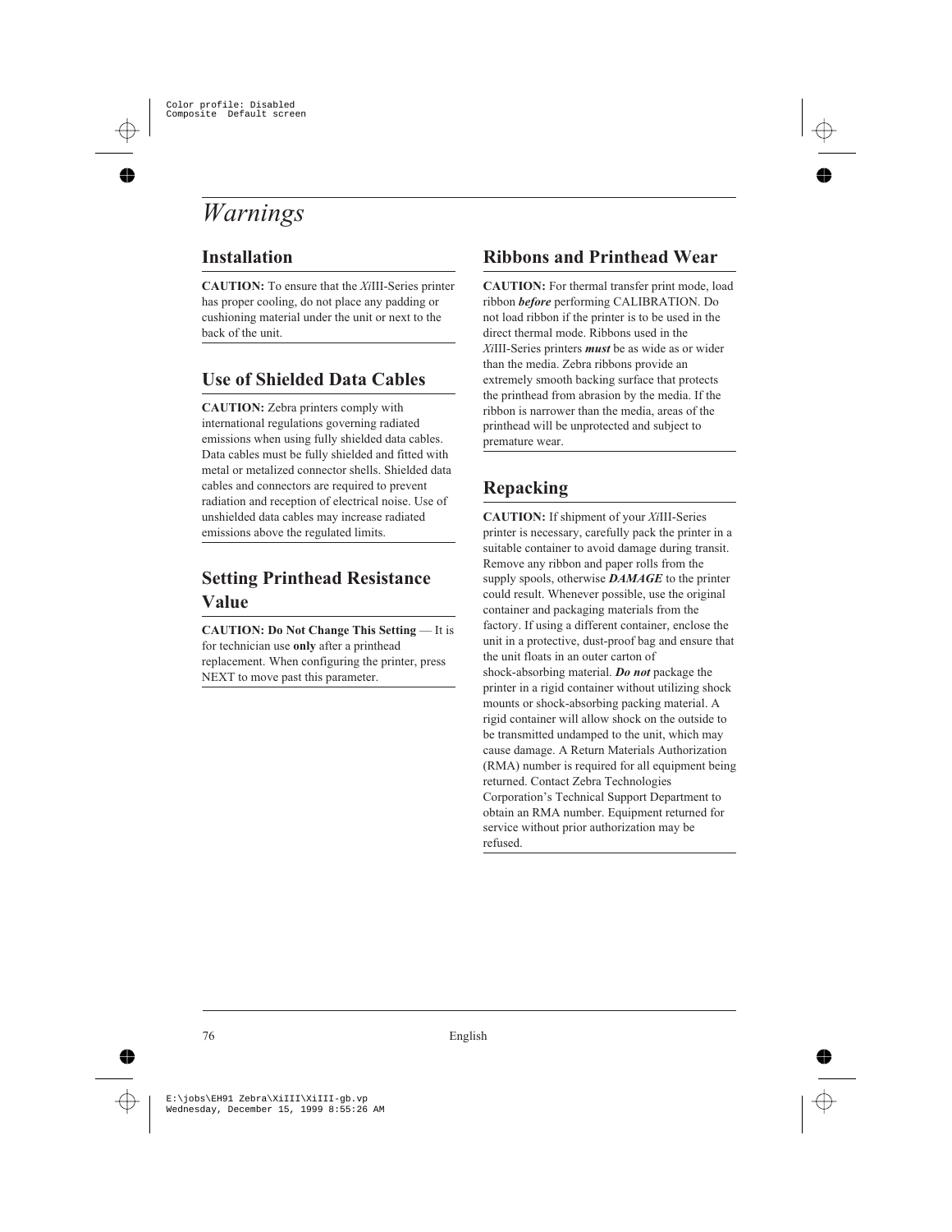# *Warnings*

## Installation

**CAUTION:** To ensure that the *Xi*III-Series printer has proper cooling, do not place any padding or cushioning material under the unit or next to the back of the unit.

## Use of Shielded Data Cables

**CAUTION:** Zebra printers comply with international regulations governing radiated emissions when using fully shielded data cables. Data cables must be fully shielded and fitted with metal or metalized connector shells. Shielded data cables and connectors are required to prevent radiation and reception of electrical noise. Use of unshielded data cables may increase radiated emissions above the regulated limits.

## Setting Printhead Resistance Value

**CAUTION: Do Not Change This Setting** — It is for technician use **only** after a printhead replacement. When configuring the printer, press NEXT to move past this parameter.

## Ribbons and Printhead Wear

**CAUTION:** For thermal transfer print mode, load ribbon ***before*** performing CALIBRATION. Do not load ribbon if the printer is to be used in the direct thermal mode. Ribbons used in the *Xi*III-Series printers ***must*** be as wide as or wider than the media. Zebra ribbons provide an extremely smooth backing surface that protects the printhead from abrasion by the media. If the ribbon is narrower than the media, areas of the printhead will be unprotected and subject to premature wear.

## Repacking

**CAUTION:** If shipment of your *Xi*III-Series printer is necessary, carefully pack the printer in a suitable container to avoid damage during transit. Remove any ribbon and paper rolls from the supply spools, otherwise ***DAMAGE*** to the printer could result. Whenever possible, use the original container and packaging materials from the factory. If using a different container, enclose the unit in a protective, dust-proof bag and ensure that the unit floats in an outer carton of shock-absorbing material. ***Do not*** package the printer in a rigid container without utilizing shock mounts or shock-absorbing packing material. A rigid container will allow shock on the outside to be transmitted undamped to the unit, which may cause damage. A Return Materials Authorization (RMA) number is required for all equipment being returned. Contact Zebra Technologies Corporation's Technical Support Department to obtain an RMA number. Equipment returned for service without prior authorization may be refused.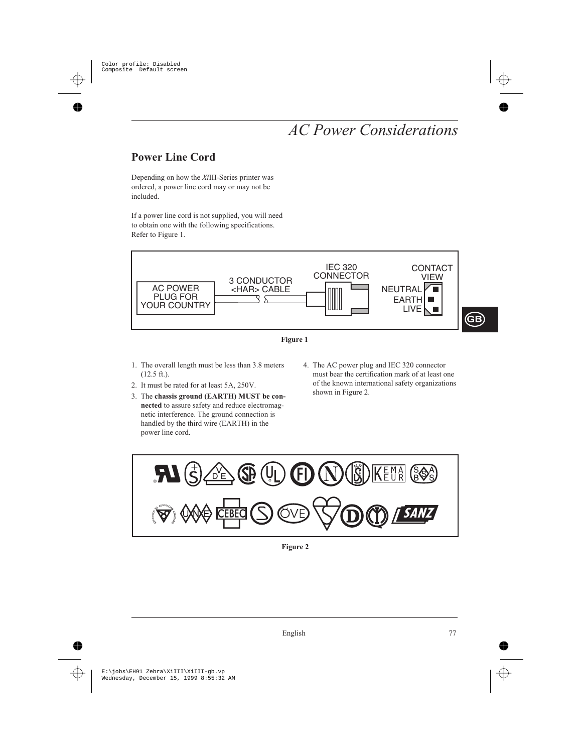# AC Power Considerations

## Power Line Cord

Depending on how the *Xi*III-Series printer was ordered, a power line cord may or may not be included.

If a power line cord is not supplied, you will need to obtain one with the following specifications. Refer to Figure 1.

AC POWER PLUG FOR YOUR COUNTRY

3 CONDUCTOR <HAR> CABLE

IEC 320 CONNECTOR

CONTACT VIEW

NEUTRAL

EARTH

LIVE

**Figure 1**

1. The overall length must be less than 3.8 meters (12.5 ft.).
2. It must be rated for at least 5A, 250V.
3. The **chassis ground (EARTH) MUST be connected** to assure safety and reduce electromagnetic interference. The ground connection is handled by the third wire (EARTH) in the power line cord.
4. The AC power plug and IEC 320 connector must bear the certification mark of at least one of the known international safety organizations shown in Figure 2.

**Figure 2**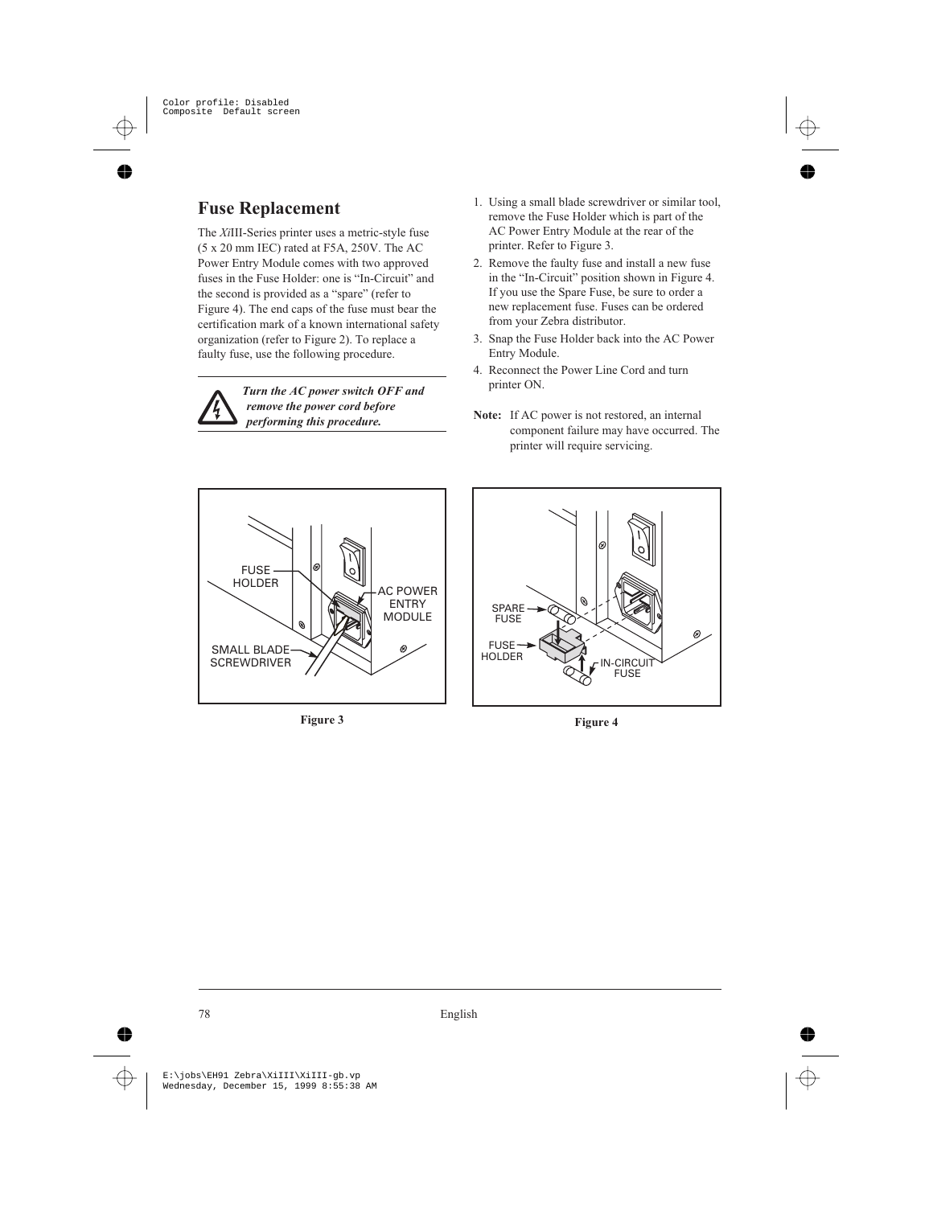## Fuse Replacement

The *Xi*III-Series printer uses a metric-style fuse (5 x 20 mm IEC) rated at F5A, 250V. The AC Power Entry Module comes with two approved fuses in the Fuse Holder: one is “In-Circuit” and the second is provided as a “spare” (refer to Figure 4). The end caps of the fuse must bear the certification mark of a known international safety organization (refer to Figure 2). To replace a faulty fuse, use the following procedure.

***Turn the AC power switch OFF and remove the power cord before performing this procedure.***

1. Using a small blade screwdriver or similar tool, remove the Fuse Holder which is part of the AC Power Entry Module at the rear of the printer. Refer to Figure 3.
2. Remove the faulty fuse and install a new fuse in the “In-Circuit” position shown in Figure 4. If you use the Spare Fuse, be sure to order a new replacement fuse. Fuses can be ordered from your Zebra distributor.
3. Snap the Fuse Holder back into the AC Power Entry Module.
4. Reconnect the Power Line Cord and turn printer ON.

**Note:** If AC power is not restored, an internal component failure may have occurred. The printer will require servicing.

FUSE HOLDER
AC POWER ENTRY MODULE
SMALL BLADE SCREWDRIVER

**Figure 3**

SPARE FUSE
FUSE HOLDER
IN-CIRCUIT FUSE

**Figure 4**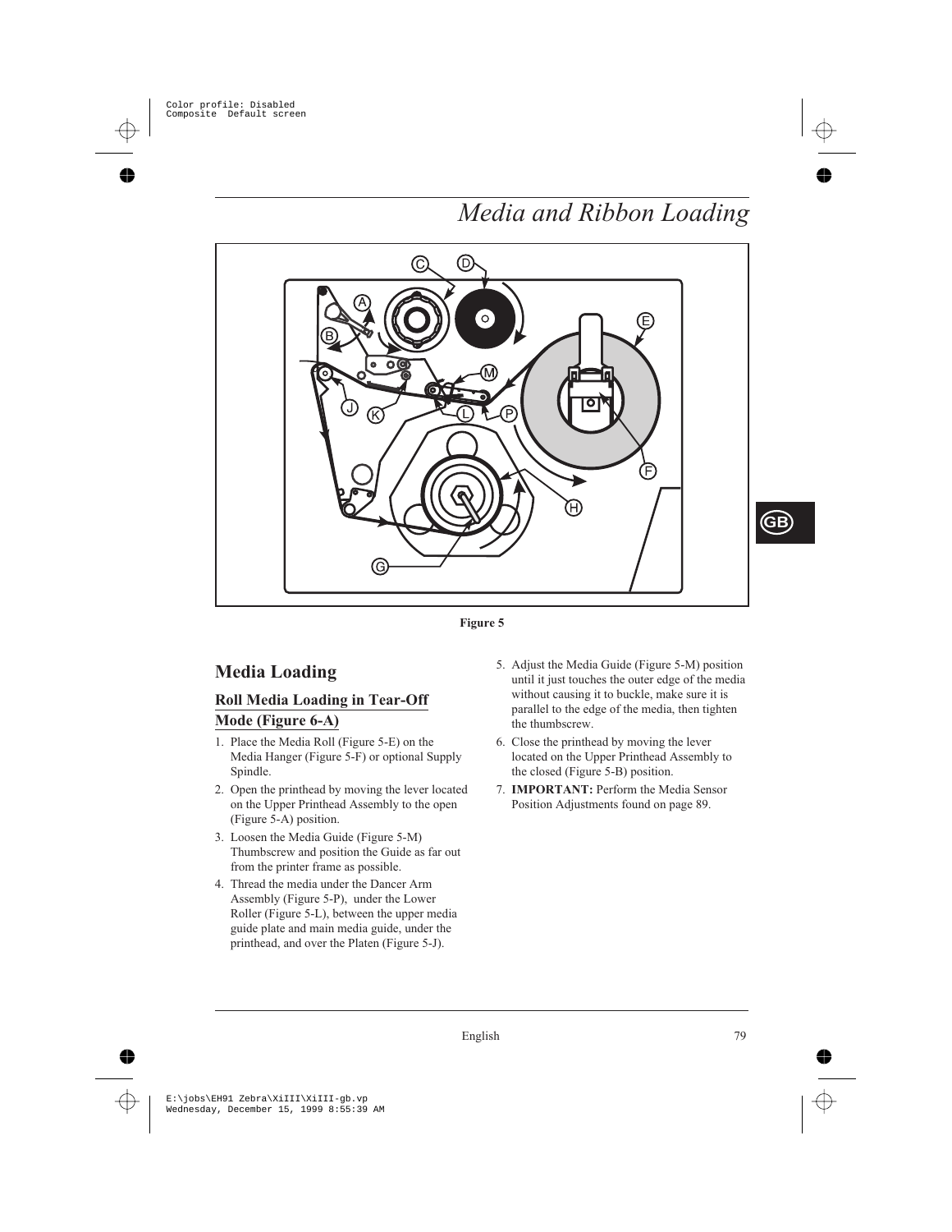# Media and Ribbon Loading

A
B
C
D
E
F
G
H
J
K
L
M
P

**Figure 5**

## Media Loading

### Roll Media Loading in Tear-Off Mode (Figure 6-A)

1. Place the Media Roll (Figure 5-E) on the Media Hanger (Figure 5-F) or optional Supply Spindle.
2. Open the printhead by moving the lever located on the Upper Printhead Assembly to the open (Figure 5-A) position.
3. Loosen the Media Guide (Figure 5-M) Thumbscrew and position the Guide as far out from the printer frame as possible.
4. Thread the media under the Dancer Arm Assembly (Figure 5-P), under the Lower Roller (Figure 5-L), between the upper media guide plate and main media guide, under the printhead, and over the Platen (Figure 5-J).
5. Adjust the Media Guide (Figure 5-M) position until it just touches the outer edge of the media without causing it to buckle, make sure it is parallel to the edge of the media, then tighten the thumbscrew.
6. Close the printhead by moving the lever located on the Upper Printhead Assembly to the closed (Figure 5-B) position.
7. **IMPORTANT:** Perform the Media Sensor Position Adjustments found on page 89.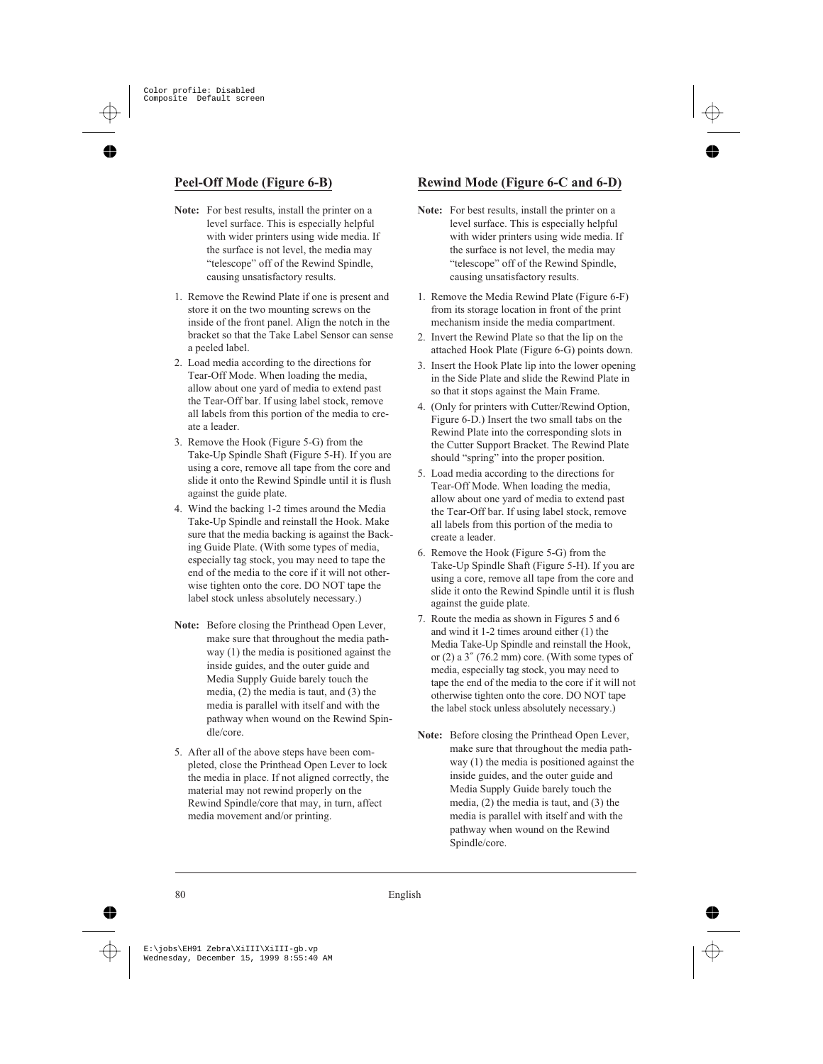## Peel-Off Mode (Figure 6-B)

**Note:** For best results, install the printer on a level surface. This is especially helpful with wider printers using wide media. If the surface is not level, the media may "telescope" off of the Rewind Spindle, causing unsatisfactory results.

1. Remove the Rewind Plate if one is present and store it on the two mounting screws on the inside of the front panel. Align the notch in the bracket so that the Take Label Sensor can sense a peeled label.
2. Load media according to the directions for Tear-Off Mode. When loading the media, allow about one yard of media to extend past the Tear-Off bar. If using label stock, remove all labels from this portion of the media to create a leader.
3. Remove the Hook (Figure 5-G) from the Take-Up Spindle Shaft (Figure 5-H). If you are using a core, remove all tape from the core and slide it onto the Rewind Spindle until it is flush against the guide plate.
4. Wind the backing 1-2 times around the Media Take-Up Spindle and reinstall the Hook. Make sure that the media backing is against the Backing Guide Plate. (With some types of media, especially tag stock, you may need to tape the end of the media to the core if it will not otherwise tighten onto the core. DO NOT tape the label stock unless absolutely necessary.)

**Note:** Before closing the Printhead Open Lever, make sure that throughout the media pathway (1) the media is positioned against the inside guides, and the outer guide and Media Supply Guide barely touch the media, (2) the media is taut, and (3) the media is parallel with itself and with the pathway when wound on the Rewind Spindle/core.

5. After all of the above steps have been completed, close the Printhead Open Lever to lock the media in place. If not aligned correctly, the material may not rewind properly on the Rewind Spindle/core that may, in turn, affect media movement and/or printing.

## Rewind Mode (Figure 6-C and 6-D)

**Note:** For best results, install the printer on a level surface. This is especially helpful with wider printers using wide media. If the surface is not level, the media may "telescope" off of the Rewind Spindle, causing unsatisfactory results.

1. Remove the Media Rewind Plate (Figure 6-F) from its storage location in front of the print mechanism inside the media compartment.
2. Invert the Rewind Plate so that the lip on the attached Hook Plate (Figure 6-G) points down.
3. Insert the Hook Plate lip into the lower opening in the Side Plate and slide the Rewind Plate in so that it stops against the Main Frame.
4. (Only for printers with Cutter/Rewind Option, Figure 6-D.) Insert the two small tabs on the Rewind Plate into the corresponding slots in the Cutter Support Bracket. The Rewind Plate should "spring" into the proper position.
5. Load media according to the directions for Tear-Off Mode. When loading the media, allow about one yard of media to extend past the Tear-Off bar. If using label stock, remove all labels from this portion of the media to create a leader.
6. Remove the Hook (Figure 5-G) from the Take-Up Spindle Shaft (Figure 5-H). If you are using a core, remove all tape from the core and slide it onto the Rewind Spindle until it is flush against the guide plate.
7. Route the media as shown in Figures 5 and 6 and wind it 1-2 times around either (1) the Media Take-Up Spindle and reinstall the Hook, or (2) a 3″ (76.2 mm) core. (With some types of media, especially tag stock, you may need to tape the end of the media to the core if it will not otherwise tighten onto the core. DO NOT tape the label stock unless absolutely necessary.)

**Note:** Before closing the Printhead Open Lever, make sure that throughout the media pathway (1) the media is positioned against the inside guides, and the outer guide and Media Supply Guide barely touch the media, (2) the media is taut, and (3) the media is parallel with itself and with the pathway when wound on the Rewind Spindle/core.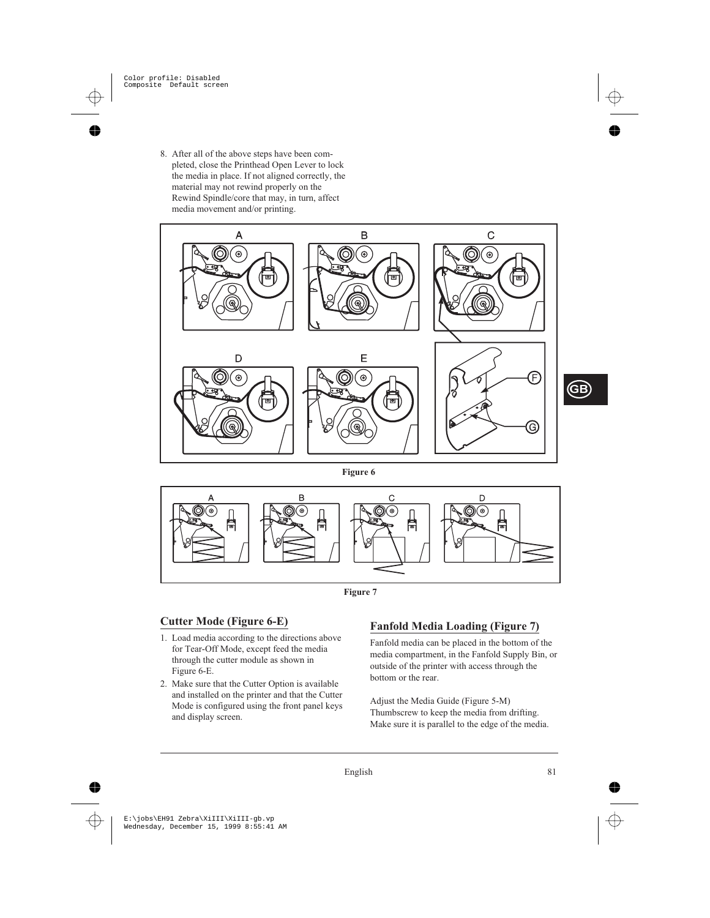8. After all of the above steps have been completed, close the Printhead Open Lever to lock the media in place. If not aligned correctly, the material may not rewind properly on the Rewind Spindle/core that may, in turn, affect media movement and/or printing.

A
B
C
D
E
F
G

**Figure 6**

A
B
C
D

**Figure 7**

## Cutter Mode (Figure 6-E)

1. Load media according to the directions above for Tear-Off Mode, except feed the media through the cutter module as shown in Figure 6-E.
2. Make sure that the Cutter Option is available and installed on the printer and that the Cutter Mode is configured using the front panel keys and display screen.

## Fanfold Media Loading (Figure 7)

Fanfold media can be placed in the bottom of the media compartment, in the Fanfold Supply Bin, or outside of the printer with access through the bottom or the rear.

Adjust the Media Guide (Figure 5-M) Thumbscrew to keep the media from drifting. Make sure it is parallel to the edge of the media.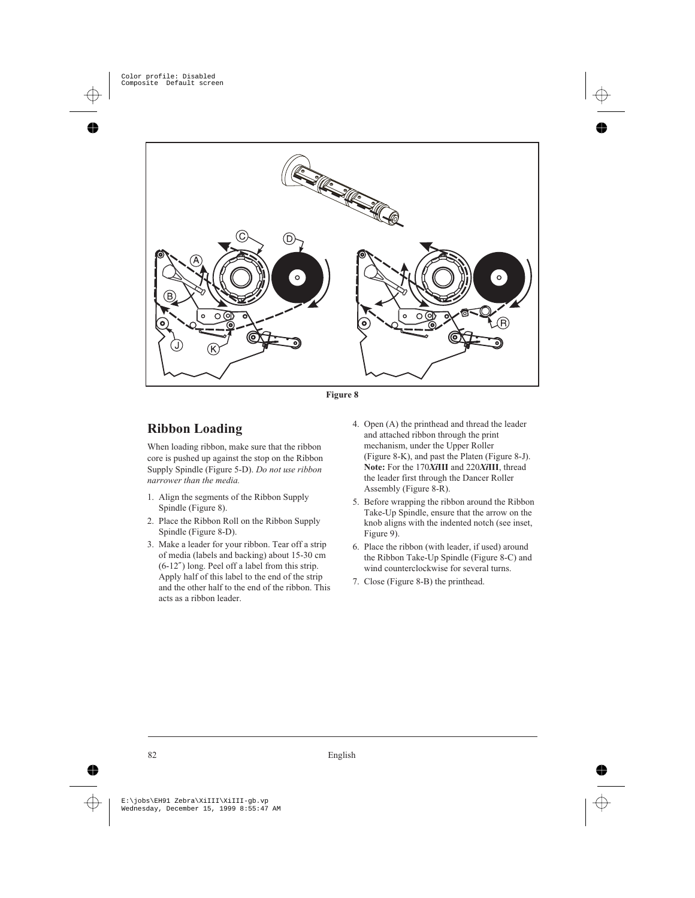A
B
C
D
J
K
R

**Figure 8**

## Ribbon Loading

When loading ribbon, make sure that the ribbon core is pushed up against the stop on the Ribbon Supply Spindle (Figure 5-D). *Do not use ribbon narrower than the media.*

1. Align the segments of the Ribbon Supply Spindle (Figure 8).
2. Place the Ribbon Roll on the Ribbon Supply Spindle (Figure 8-D).
3. Make a leader for your ribbon. Tear off a strip of media (labels and backing) about 15-30 cm (6-12″) long. Peel off a label from this strip. Apply half of this label to the end of the strip and the other half to the end of the ribbon. This acts as a ribbon leader.
4. Open (A) the printhead and thread the leader and attached ribbon through the print mechanism, under the Upper Roller (Figure 8-K), and past the Platen (Figure 8-J). **Note:** For the 170***Xi*****III** and 220***Xi*****III**, thread the leader first through the Dancer Roller Assembly (Figure 8-R).
5. Before wrapping the ribbon around the Ribbon Take-Up Spindle, ensure that the arrow on the knob aligns with the indented notch (see inset, Figure 9).
6. Place the ribbon (with leader, if used) around the Ribbon Take-Up Spindle (Figure 8-C) and wind counterclockwise for several turns.
7. Close (Figure 8-B) the printhead.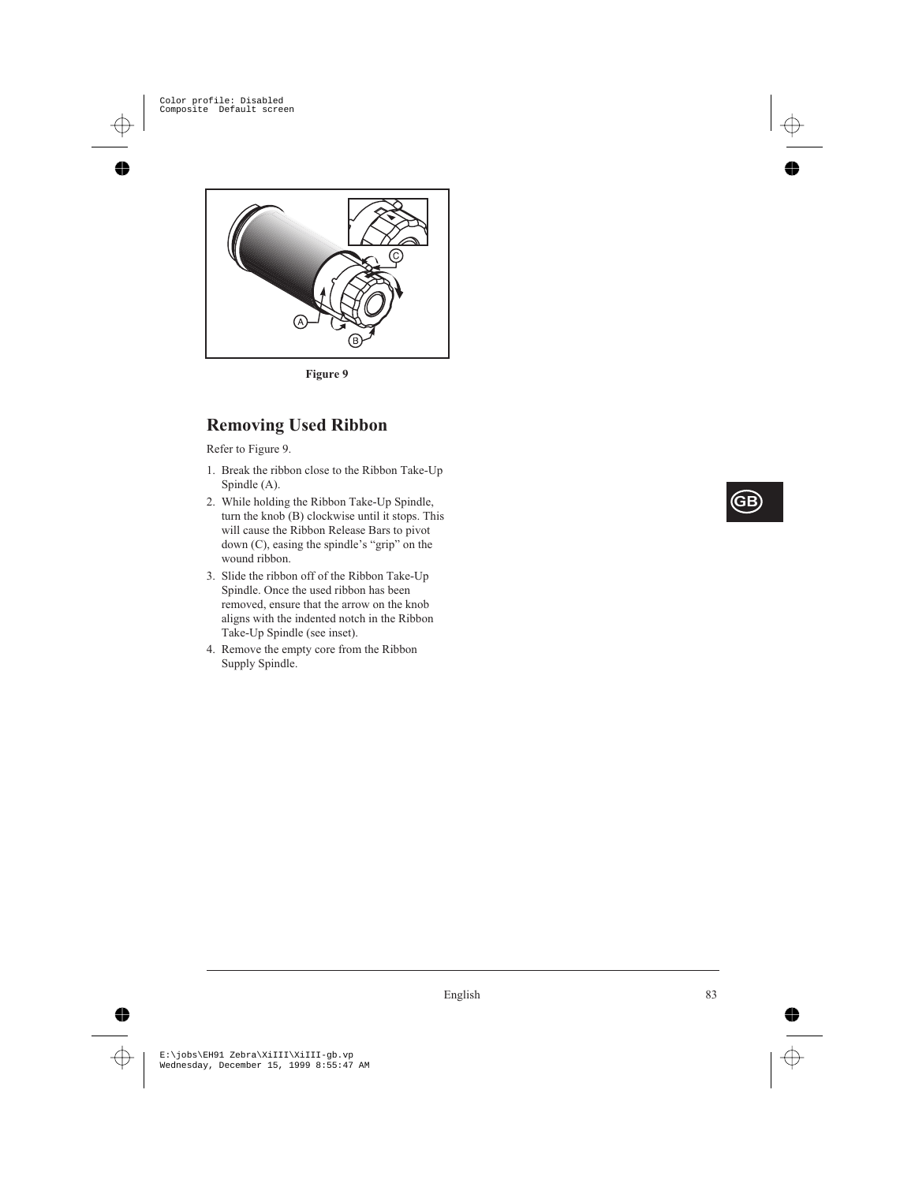Figure 9

## Removing Used Ribbon

Refer to Figure 9.

1. Break the ribbon close to the Ribbon Take-Up Spindle (A).
2. While holding the Ribbon Take-Up Spindle, turn the knob (B) clockwise until it stops. This will cause the Ribbon Release Bars to pivot down (C), easing the spindle's "grip" on the wound ribbon.
3. Slide the ribbon off of the Ribbon Take-Up Spindle. Once the used ribbon has been removed, ensure that the arrow on the knob aligns with the indented notch in the Ribbon Take-Up Spindle (see inset).
4. Remove the empty core from the Ribbon Supply Spindle.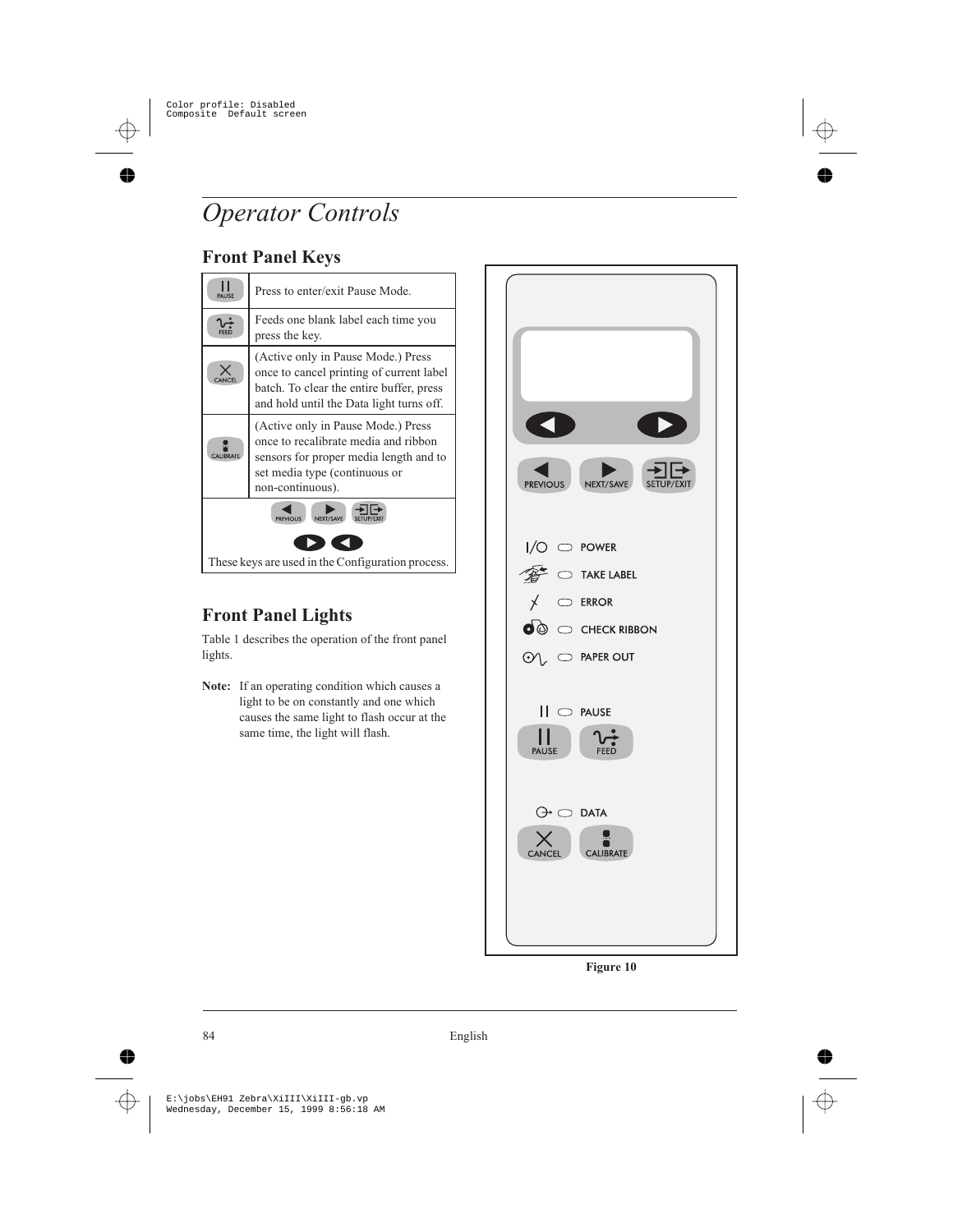# *Operator Controls*

## Front Panel Keys

| | |
|---|---|
| PAUSE | Press to enter/exit Pause Mode. |
| FEED | Feeds one blank label each time you press the key. |
| CANCEL | (Active only in Pause Mode.) Press once to cancel printing of current label batch. To clear the entire buffer, press and hold until the Data light turns off. |
| CALIBRATE | (Active only in Pause Mode.) Press once to recalibrate media and ribbon sensors for proper media length and to set media type (continuous or non-continuous). |
| PREVIOUS NEXT/SAVE SETUP/EXIT | These keys are used in the Configuration process. |

## Front Panel Lights

Table 1 describes the operation of the front panel lights.

**Note:** If an operating condition which causes a light to be on constantly and one which causes the same light to flash occur at the same time, the light will flash.

PREVIOUS
NEXT/SAVE
SETUP/EXIT

POWER
TAKE LABEL
ERROR
CHECK RIBBON
PAPER OUT

PAUSE
PAUSE
FEED

DATA
CANCEL
CALIBRATE

**Figure 10**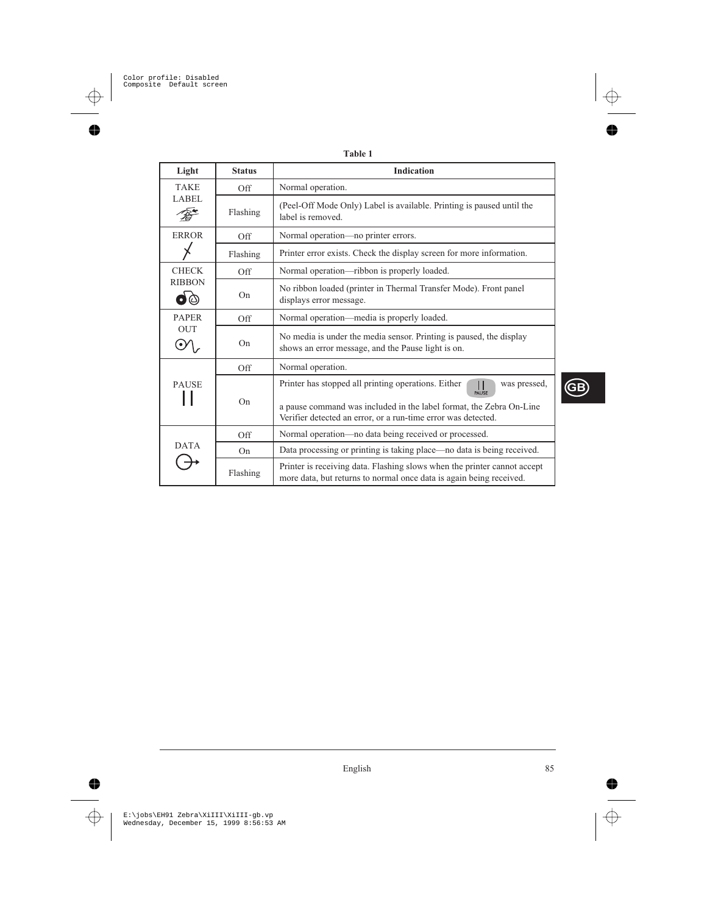**Table 1**

| Light | Status | Indication |
|---|---|---|
| TAKE LABEL | Off | Normal operation. |
| | Flashing | (Peel-Off Mode Only) Label is available. Printing is paused until the label is removed. |
| ERROR | Off | Normal operation—no printer errors. |
| | Flashing | Printer error exists. Check the display screen for more information. |
| CHECK RIBBON | Off | Normal operation—ribbon is properly loaded. |
| | On | No ribbon loaded (printer in Thermal Transfer Mode). Front panel displays error message. |
| PAPER OUT | Off | Normal operation—media is properly loaded. |
| | On | No media is under the media sensor. Printing is paused, the display shows an error message, and the Pause light is on. |
| PAUSE | Off | Normal operation. |
| | On | Printer has stopped all printing operations. Either PAUSE was pressed, a pause command was included in the label format, the Zebra On-Line Verifier detected an error, or a run-time error was detected. |
| DATA | Off | Normal operation—no data being received or processed. |
| | On | Data processing or printing is taking place—no data is being received. |
| | Flashing | Printer is receiving data. Flashing slows when the printer cannot accept more data, but returns to normal once data is again being received. |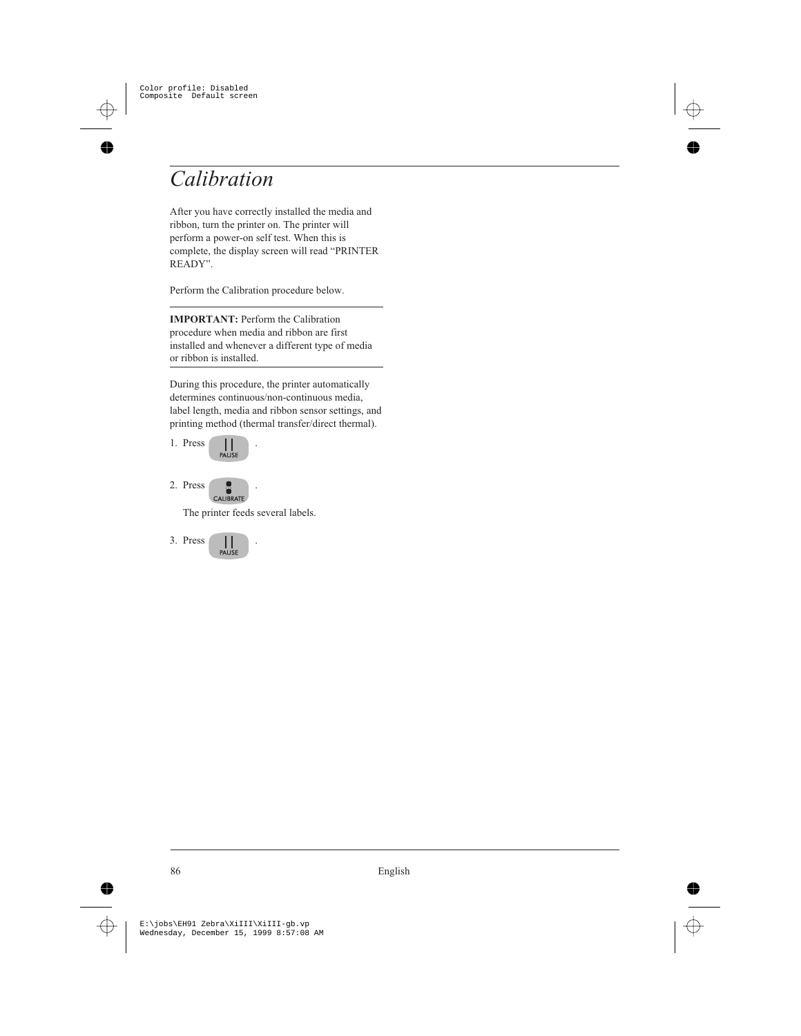# Calibration

After you have correctly installed the media and ribbon, turn the printer on. The printer will perform a power-on self test. When this is complete, the display screen will read “PRINTER READY”.

Perform the Calibration procedure below.

---

**IMPORTANT:** Perform the Calibration procedure when media and ribbon are first installed and whenever a different type of media or ribbon is installed.

---

During this procedure, the printer automatically determines continuous/non-continuous media, label length, media and ribbon sensor settings, and printing method (thermal transfer/direct thermal).

1. Press PAUSE.
2. Press CALIBRATE.

   The printer feeds several labels.

3. Press PAUSE.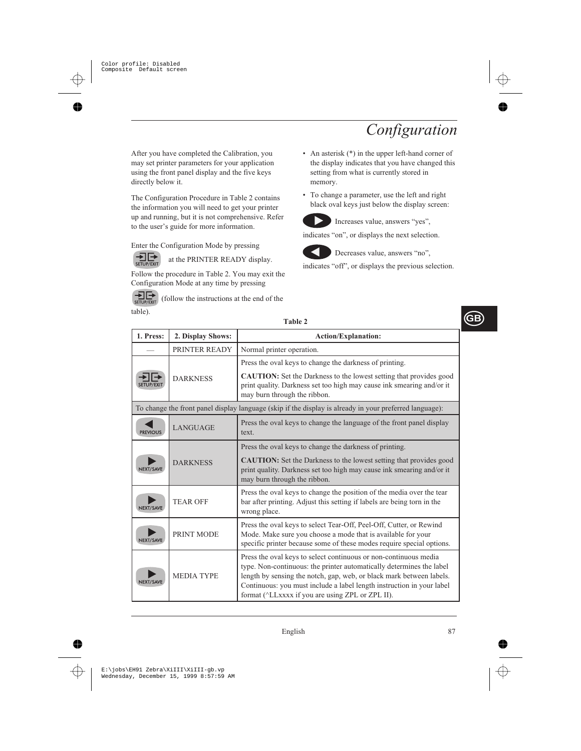# Configuration

After you have completed the Calibration, you may set printer parameters for your application using the front panel display and the five keys directly below it.

The Configuration Procedure in Table 2 contains the information you will need to get your printer up and running, but it is not comprehensive. Refer to the user's guide for more information.

Enter the Configuration Mode by pressing SETUP/EXIT at the PRINTER READY display.

Follow the procedure in Table 2. You may exit the Configuration Mode at any time by pressing SETUP/EXIT (follow the instructions at the end of the table).

- An asterisk (*) in the upper left-hand corner of the display indicates that you have changed this setting from what is currently stored in memory.
- To change a parameter, use the left and right black oval keys just below the display screen:

▶ Increases value, answers "yes", indicates "on", or displays the next selection.

◀ Decreases value, answers "no", indicates "off", or displays the previous selection.

**Table 2**

| 1. Press: | 2. Display Shows: | Action/Explanation: |
|---|---|---|
| — | PRINTER READY | Normal printer operation. |
| SETUP/EXIT | DARKNESS | Press the oval keys to change the darkness of printing. **CAUTION:** Set the Darkness to the lowest setting that provides good print quality. Darkness set too high may cause ink smearing and/or it may burn through the ribbon. |
| To change the front panel display language (skip if the display is already in your preferred language): | | |
| PREVIOUS | LANGUAGE | Press the oval keys to change the language of the front panel display text. |
| NEXT/SAVE | DARKNESS | Press the oval keys to change the darkness of printing. **CAUTION:** Set the Darkness to the lowest setting that provides good print quality. Darkness set too high may cause ink smearing and/or it may burn through the ribbon. |
| NEXT/SAVE | TEAR OFF | Press the oval keys to change the position of the media over the tear bar after printing. Adjust this setting if labels are being torn in the wrong place. |
| NEXT/SAVE | PRINT MODE | Press the oval keys to select Tear-Off, Peel-Off, Cutter, or Rewind Mode. Make sure you choose a mode that is available for your specific printer because some of these modes require special options. |
| NEXT/SAVE | MEDIA TYPE | Press the oval keys to select continuous or non-continuous media type. Non-continuous: the printer automatically determines the label length by sensing the notch, gap, web, or black mark between labels. Continuous: you must include a label length instruction in your label format (^LLxxxx if you are using ZPL or ZPL II). |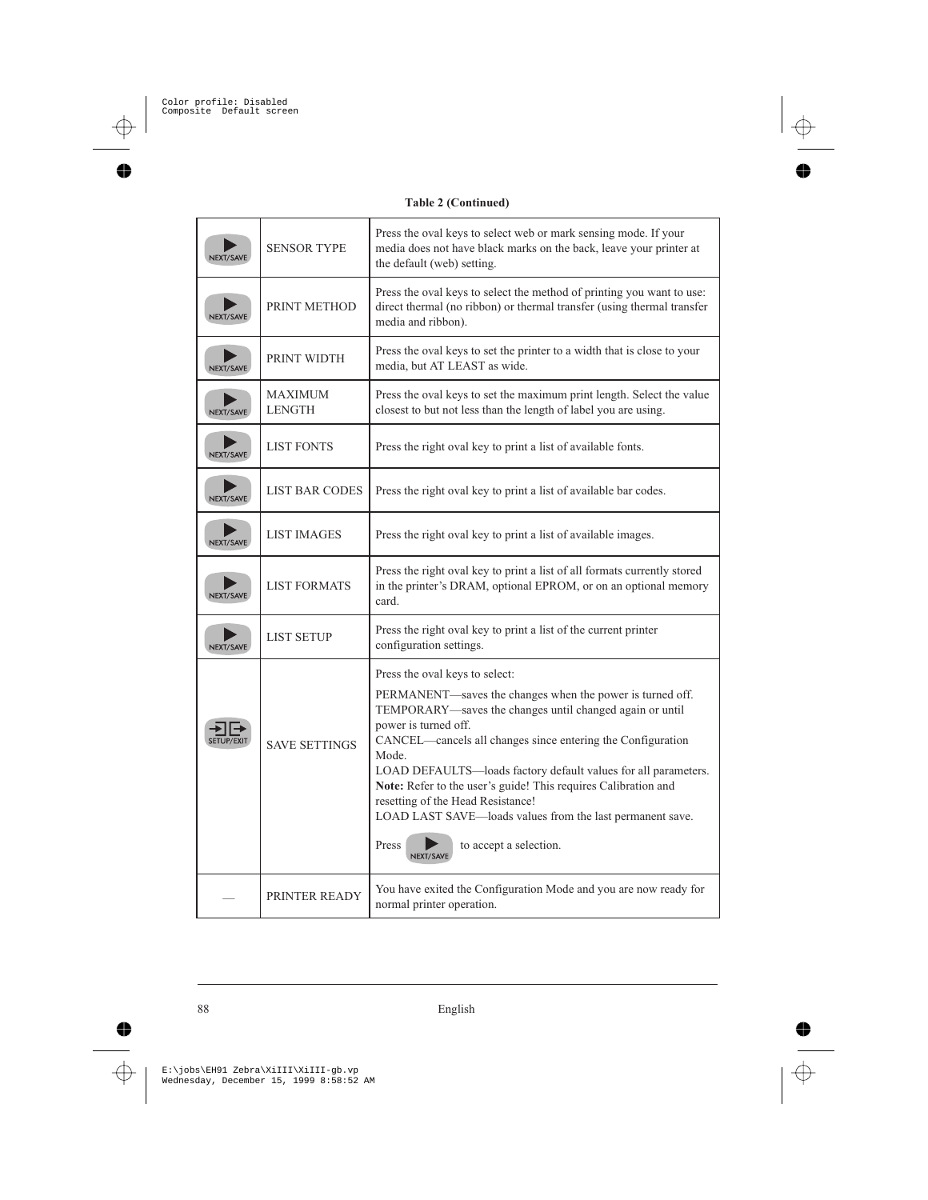**Table 2 (Continued)**

| | | |
|---|---|---|
| NEXT/SAVE | SENSOR TYPE | Press the oval keys to select web or mark sensing mode. If your media does not have black marks on the back, leave your printer at the default (web) setting. |
| NEXT/SAVE | PRINT METHOD | Press the oval keys to select the method of printing you want to use: direct thermal (no ribbon) or thermal transfer (using thermal transfer media and ribbon). |
| NEXT/SAVE | PRINT WIDTH | Press the oval keys to set the printer to a width that is close to your media, but AT LEAST as wide. |
| NEXT/SAVE | MAXIMUM LENGTH | Press the oval keys to set the maximum print length. Select the value closest to but not less than the length of label you are using. |
| NEXT/SAVE | LIST FONTS | Press the right oval key to print a list of available fonts. |
| NEXT/SAVE | LIST BAR CODES | Press the right oval key to print a list of available bar codes. |
| NEXT/SAVE | LIST IMAGES | Press the right oval key to print a list of available images. |
| NEXT/SAVE | LIST FORMATS | Press the right oval key to print a list of all formats currently stored in the printer's DRAM, optional EPROM, or on an optional memory card. |
| NEXT/SAVE | LIST SETUP | Press the right oval key to print a list of the current printer configuration settings. |
| SETUP/EXIT | SAVE SETTINGS | Press the oval keys to select:<br>PERMANENT—saves the changes when the power is turned off.<br>TEMPORARY—saves the changes until changed again or until power is turned off.<br>CANCEL—cancels all changes since entering the Configuration Mode.<br>LOAD DEFAULTS—loads factory default values for all parameters. **Note:** Refer to the user's guide! This requires Calibration and resetting of the Head Resistance!<br>LOAD LAST SAVE—loads values from the last permanent save.<br>Press NEXT/SAVE to accept a selection. |
| — | PRINTER READY | You have exited the Configuration Mode and you are now ready for normal printer operation. |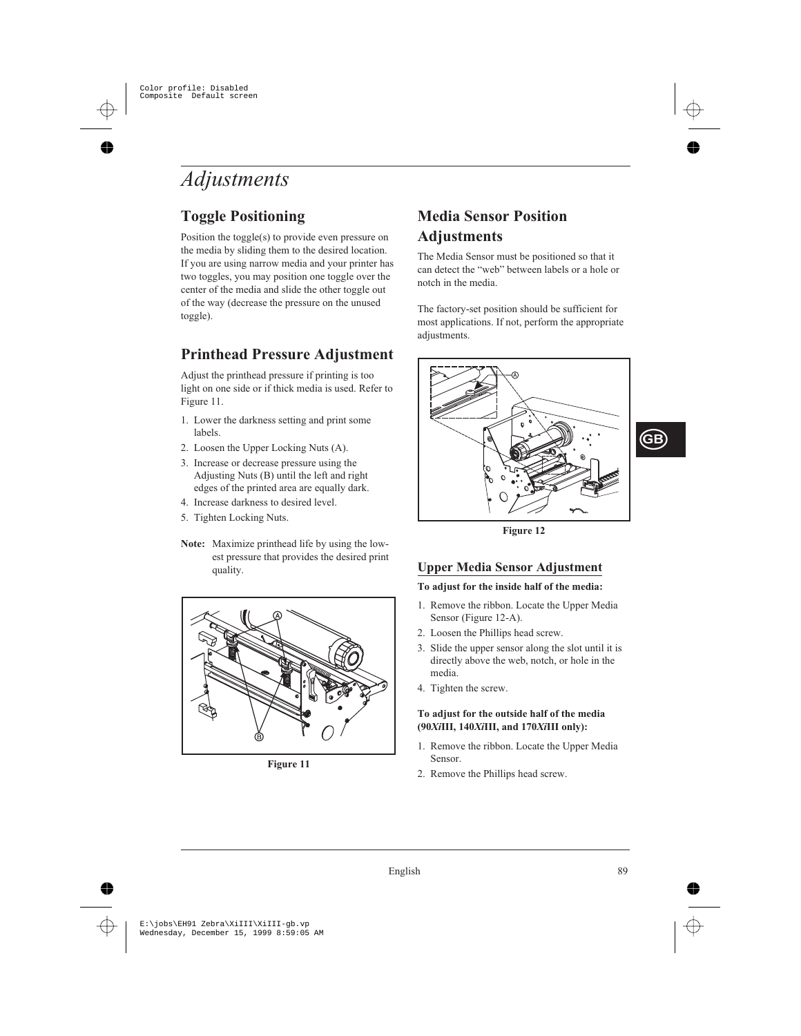# Adjustments

## Toggle Positioning

Position the toggle(s) to provide even pressure on the media by sliding them to the desired location. If you are using narrow media and your printer has two toggles, you may position one toggle over the center of the media and slide the other toggle out of the way (decrease the pressure on the unused toggle).

## Printhead Pressure Adjustment

Adjust the printhead pressure if printing is too light on one side or if thick media is used. Refer to Figure 11.

1. Lower the darkness setting and print some labels.
2. Loosen the Upper Locking Nuts (A).
3. Increase or decrease pressure using the Adjusting Nuts (B) until the left and right edges of the printed area are equally dark.
4. Increase darkness to desired level.
5. Tighten Locking Nuts.

**Note:** Maximize printhead life by using the lowest pressure that provides the desired print quality.

**Figure 11**

## Media Sensor Position Adjustments

The Media Sensor must be positioned so that it can detect the "web" between labels or a hole or notch in the media.

The factory-set position should be sufficient for most applications. If not, perform the appropriate adjustments.

**Figure 12**

### Upper Media Sensor Adjustment

**To adjust for the inside half of the media:**

1. Remove the ribbon. Locate the Upper Media Sensor (Figure 12-A).
2. Loosen the Phillips head screw.
3. Slide the upper sensor along the slot until it is directly above the web, notch, or hole in the media.
4. Tighten the screw.

**To adjust for the outside half of the media (90*Xi*III, 140*Xi*III, and 170*Xi*III only):**

1. Remove the ribbon. Locate the Upper Media Sensor.
2. Remove the Phillips head screw.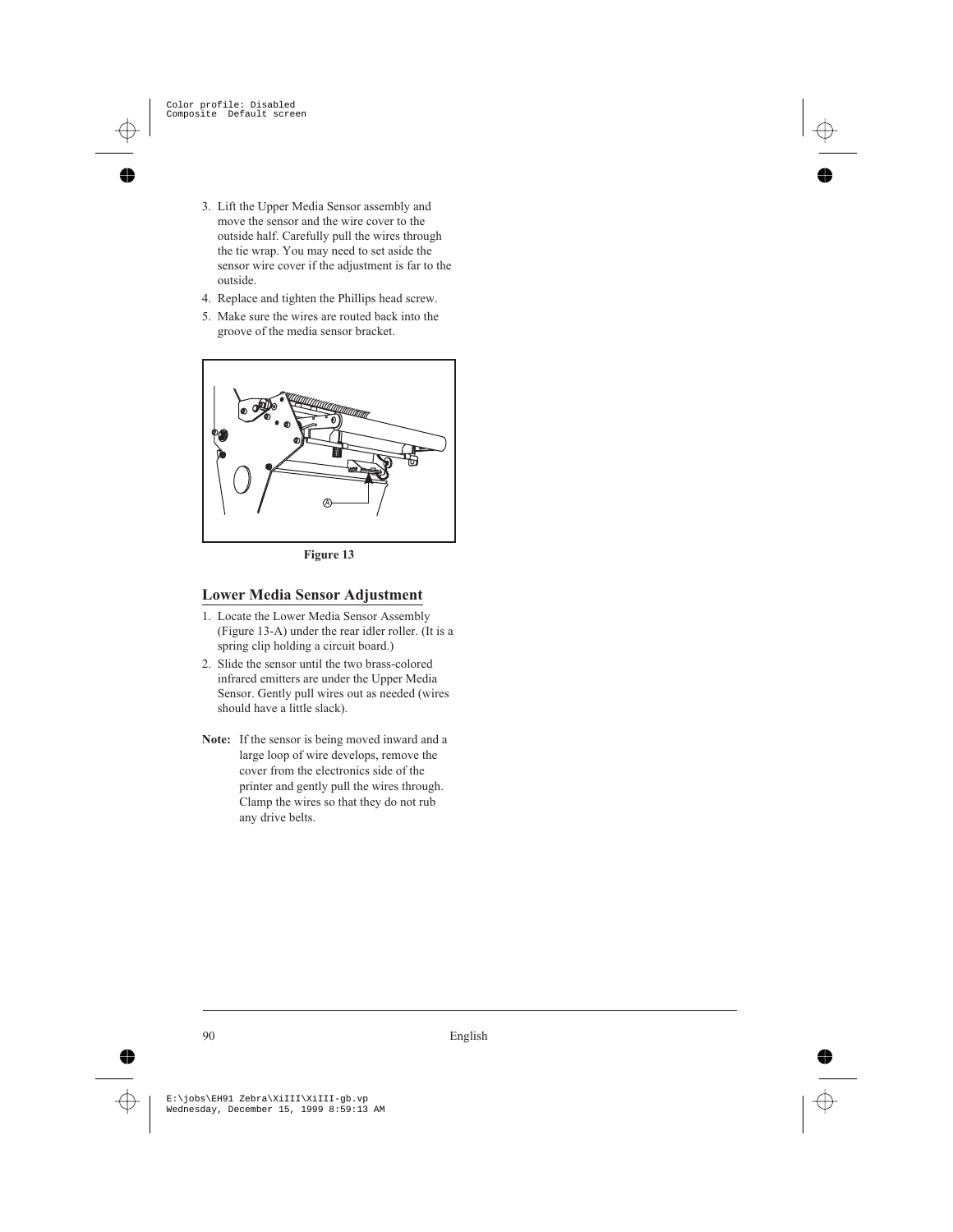3. Lift the Upper Media Sensor assembly and move the sensor and the wire cover to the outside half. Carefully pull the wires through the tie wrap. You may need to set aside the sensor wire cover if the adjustment is far to the outside.
4. Replace and tighten the Phillips head screw.
5. Make sure the wires are routed back into the groove of the media sensor bracket.

A

**Figure 13**

## Lower Media Sensor Adjustment

1. Locate the Lower Media Sensor Assembly (Figure 13-A) under the rear idler roller. (It is a spring clip holding a circuit board.)
2. Slide the sensor until the two brass-colored infrared emitters are under the Upper Media Sensor. Gently pull wires out as needed (wires should have a little slack).

**Note:** If the sensor is being moved inward and a large loop of wire develops, remove the cover from the electronics side of the printer and gently pull the wires through. Clamp the wires so that they do not rub any drive belts.